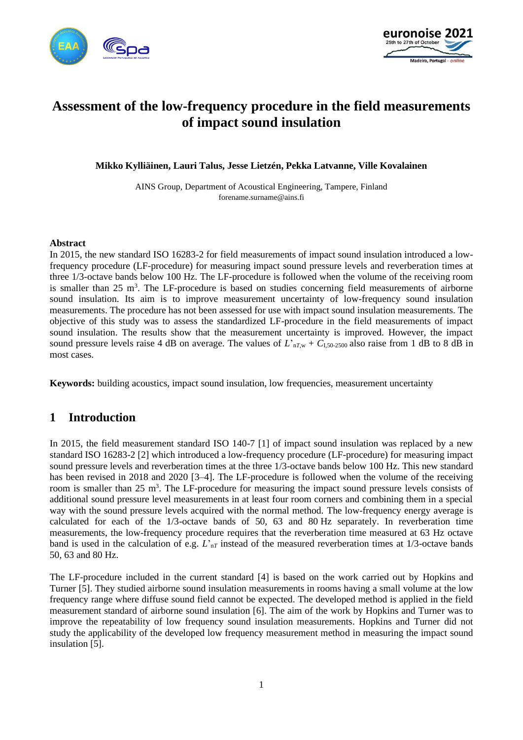# Assessment of the low-frequency procedure in the field measurements of impact sound insulation

**Mikko Kylliäinen, Lauri Talus, Jesse Lietzén, Pekka Latvanne, Ville Kovalainen**

AINS Group, Department of Acoustical Engineering, Tampere, Finland
forename.surname@ains.fi

### Abstract

In 2015, the new standard ISO 16283-2 for field measurements of impact sound insulation introduced a low-frequency procedure (LF-procedure) for measuring impact sound pressure levels and reverberation times at three 1/3-octave bands below 100 Hz. The LF-procedure is followed when the volume of the receiving room is smaller than 25 m$^3$. The LF-procedure is based on studies concerning field measurements of airborne sound insulation. Its aim is to improve measurement uncertainty of low-frequency sound insulation measurements. The procedure has not been assessed for use with impact sound insulation measurements. The objective of this study was to assess the standardized LF-procedure in the field measurements of impact sound insulation. The results show that the measurement uncertainty is improved. However, the impact sound pressure levels raise 4 dB on average. The values of $L'_{nT,w} + C_{I,50\text{-}2500}$ also raise from 1 dB to 8 dB in most cases.

**Keywords:** building acoustics, impact sound insulation, low frequencies, measurement uncertainty

## 1 Introduction

In 2015, the field measurement standard ISO 140-7 [1] of impact sound insulation was replaced by a new standard ISO 16283-2 [2] which introduced a low-frequency procedure (LF-procedure) for measuring impact sound pressure levels and reverberation times at the three 1/3-octave bands below 100 Hz. This new standard has been revised in 2018 and 2020 [3–4]. The LF-procedure is followed when the volume of the receiving room is smaller than 25 m$^3$. The LF-procedure for measuring the impact sound pressure levels consists of additional sound pressure level measurements in at least four room corners and combining them in a special way with the sound pressure levels acquired with the normal method. The low-frequency energy average is calculated for each of the 1/3-octave bands of 50, 63 and 80 Hz separately. In reverberation time measurements, the low-frequency procedure requires that the reverberation time measured at 63 Hz octave band is used in the calculation of e.g. $L'_{nT}$ instead of the measured reverberation times at 1/3-octave bands 50, 63 and 80 Hz.

The LF-procedure included in the current standard [4] is based on the work carried out by Hopkins and Turner [5]. They studied airborne sound insulation measurements in rooms having a small volume at the low frequency range where diffuse sound field cannot be expected. The developed method is applied in the field measurement standard of airborne sound insulation [6]. The aim of the work by Hopkins and Turner was to improve the repeatability of low frequency sound insulation measurements. Hopkins and Turner did not study the applicability of the developed low frequency measurement method in measuring the impact sound insulation [5].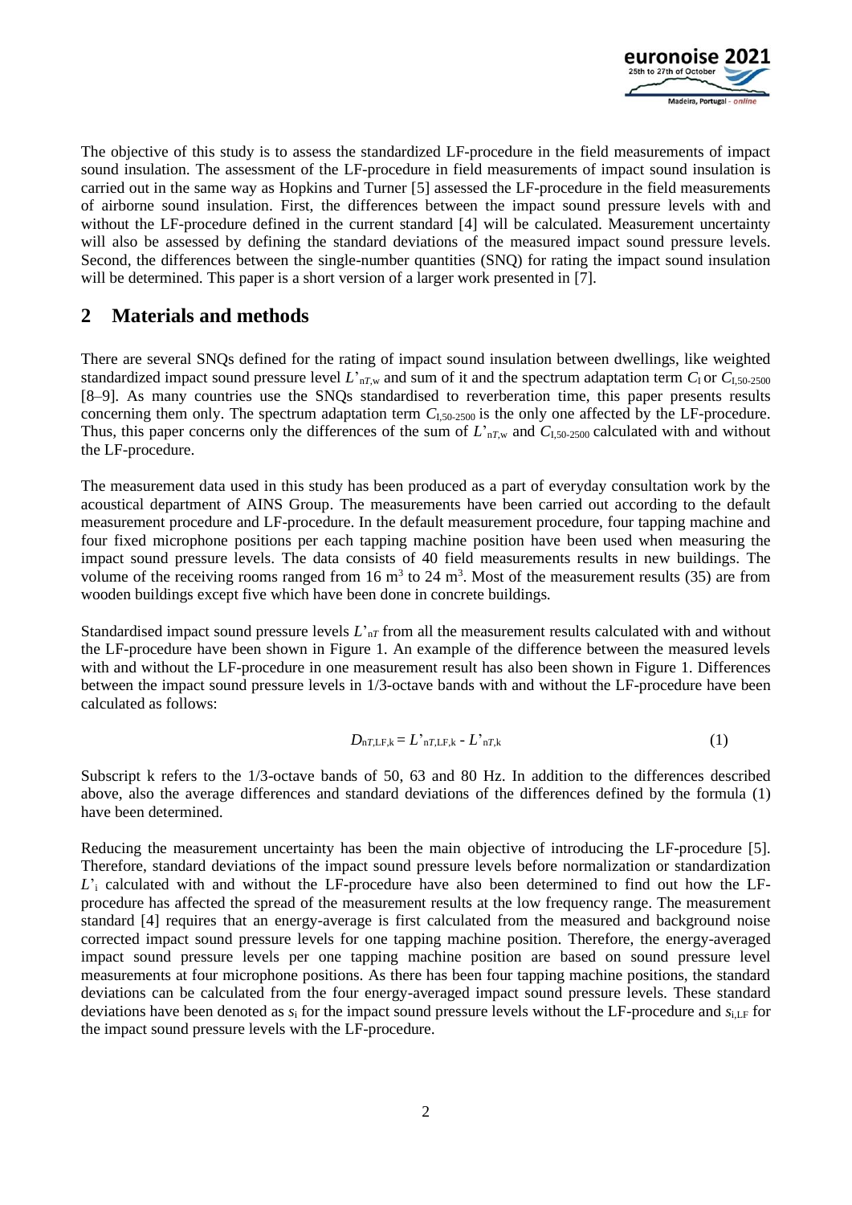The objective of this study is to assess the standardized LF-procedure in the field measurements of impact sound insulation. The assessment of the LF-procedure in field measurements of impact sound insulation is carried out in the same way as Hopkins and Turner [5] assessed the LF-procedure in the field measurements of airborne sound insulation. First, the differences between the impact sound pressure levels with and without the LF-procedure defined in the current standard [4] will be calculated. Measurement uncertainty will also be assessed by defining the standard deviations of the measured impact sound pressure levels. Second, the differences between the single-number quantities (SNQ) for rating the impact sound insulation will be determined. This paper is a short version of a larger work presented in [7].

## 2 Materials and methods

There are several SNQs defined for the rating of impact sound insulation between dwellings, like weighted standardized impact sound pressure level $L'_{nT,w}$ and sum of it and the spectrum adaptation term $C_I$ or $C_{I,50\text{-}2500}$ [8–9]. As many countries use the SNQs standardised to reverberation time, this paper presents results concerning them only. The spectrum adaptation term $C_{I,50\text{-}2500}$ is the only one affected by the LF-procedure. Thus, this paper concerns only the differences of the sum of $L'_{nT,w}$ and $C_{I,50\text{-}2500}$ calculated with and without the LF-procedure.

The measurement data used in this study has been produced as a part of everyday consultation work by the acoustical department of AINS Group. The measurements have been carried out according to the default measurement procedure and LF-procedure. In the default measurement procedure, four tapping machine and four fixed microphone positions per each tapping machine position have been used when measuring the impact sound pressure levels. The data consists of 40 field measurements results in new buildings. The volume of the receiving rooms ranged from 16 m$^3$ to 24 m$^3$. Most of the measurement results (35) are from wooden buildings except five which have been done in concrete buildings.

Standardised impact sound pressure levels $L'_{nT}$ from all the measurement results calculated with and without the LF-procedure have been shown in Figure 1. An example of the difference between the measured levels with and without the LF-procedure in one measurement result has also been shown in Figure 1. Differences between the impact sound pressure levels in 1/3-octave bands with and without the LF-procedure have been calculated as follows:

$$D_{nT,LF,k} = L'_{nT,LF,k} - L'_{nT,k} \tag{1}$$

Subscript k refers to the 1/3-octave bands of 50, 63 and 80 Hz. In addition to the differences described above, also the average differences and standard deviations of the differences defined by the formula (1) have been determined.

Reducing the measurement uncertainty has been the main objective of introducing the LF-procedure [5]. Therefore, standard deviations of the impact sound pressure levels before normalization or standardization $L'_i$ calculated with and without the LF-procedure have also been determined to find out how the LF-procedure has affected the spread of the measurement results at the low frequency range. The measurement standard [4] requires that an energy-average is first calculated from the measured and background noise corrected impact sound pressure levels for one tapping machine position. Therefore, the energy-averaged impact sound pressure levels per one tapping machine position are based on sound pressure level measurements at four microphone positions. As there has been four tapping machine positions, the standard deviations can be calculated from the four energy-averaged impact sound pressure levels. These standard deviations have been denoted as $s_i$ for the impact sound pressure levels without the LF-procedure and $s_{i,LF}$ for the impact sound pressure levels with the LF-procedure.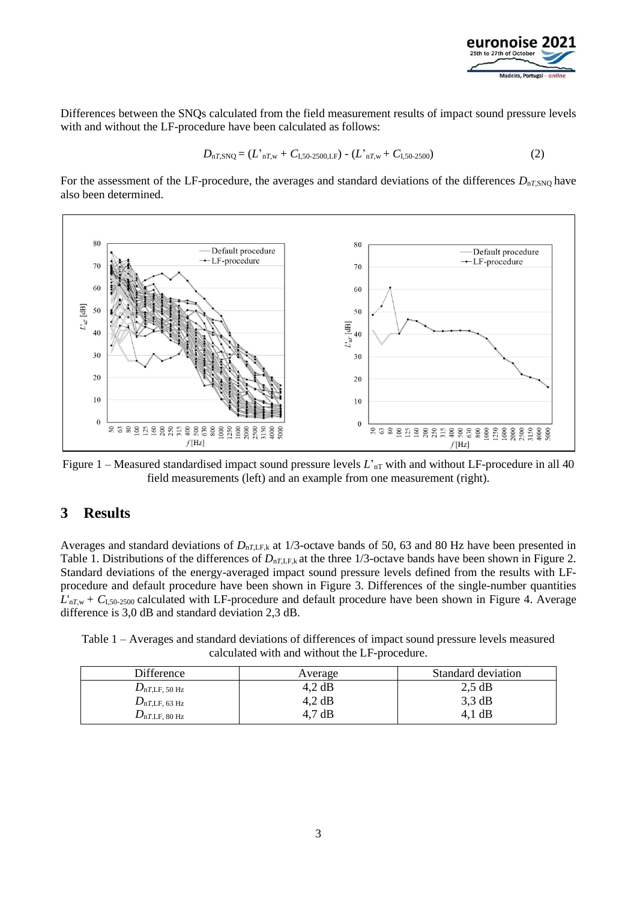Differences between the SNQs calculated from the field measurement results of impact sound pressure levels with and without the LF-procedure have been calculated as follows:

$$D_{nT,SNQ} = (L'_{nT,w} + C_{I,50\text{-}2500,LF}) - (L'_{nT,w} + C_{I,50\text{-}2500}) \tag{2}$$

For the assessment of the LF-procedure, the averages and standard deviations of the differences $D_{nT,SNQ}$ have also been determined.

Figure 1 – Measured standardised impact sound pressure levels $L'_{nT}$ with and without LF-procedure in all 40 field measurements (left) and an example from one measurement (right).

## 3 Results

Averages and standard deviations of $D_{nT,LF,k}$ at 1/3-octave bands of 50, 63 and 80 Hz have been presented in Table 1. Distributions of the differences of $D_{nT,LF,k}$ at the three 1/3-octave bands have been shown in Figure 2. Standard deviations of the energy-averaged impact sound pressure levels defined from the results with LF-procedure and default procedure have been shown in Figure 3. Differences of the single-number quantities $L'_{nT,w} + C_{I,50\text{-}2500}$ calculated with LF-procedure and default procedure have been shown in Figure 4. Average difference is 3,0 dB and standard deviation 2,3 dB.

Table 1 – Averages and standard deviations of differences of impact sound pressure levels measured calculated with and without the LF-procedure.

| Difference | Average | Standard deviation |
|---|---|---|
| $D_{nT,LF,\ 50\ Hz}$ | 4,2 dB | 2,5 dB |
| $D_{nT,LF,\ 63\ Hz}$ | 4,2 dB | 3,3 dB |
| $D_{nT,LF,\ 80\ Hz}$ | 4,7 dB | 4,1 dB |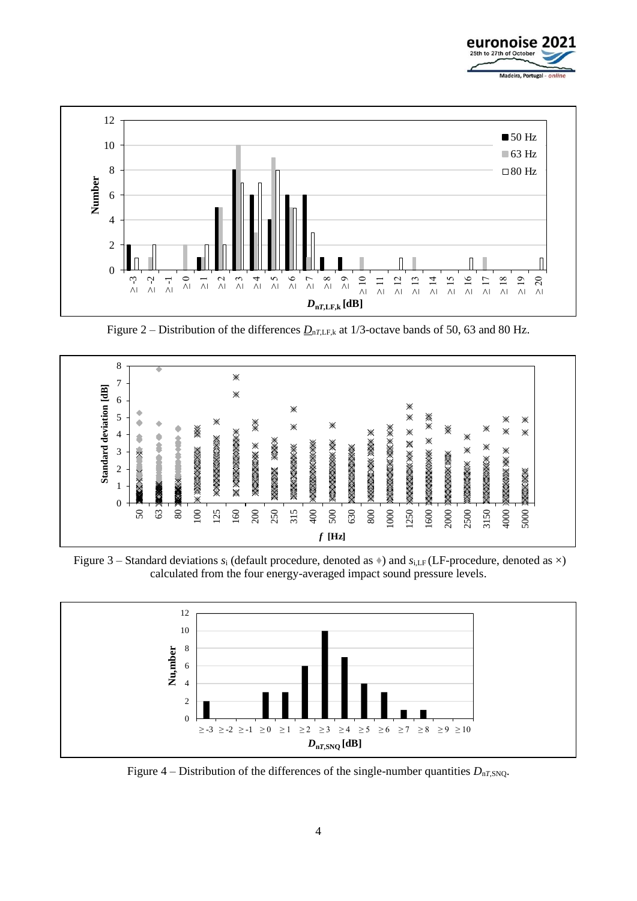Figure 2 – Distribution of the differences $\underline{D}_{nT,LF,k}$ at 1/3-octave bands of 50, 63 and 80 Hz.

Figure 3 – Standard deviations $s_i$ (default procedure, denoted as ♦) and $s_{i,LF}$ (LF-procedure, denoted as ×) calculated from the four energy-averaged impact sound pressure levels.

Figure 4 – Distribution of the differences of the single-number quantities $D_{nT,SNQ}$.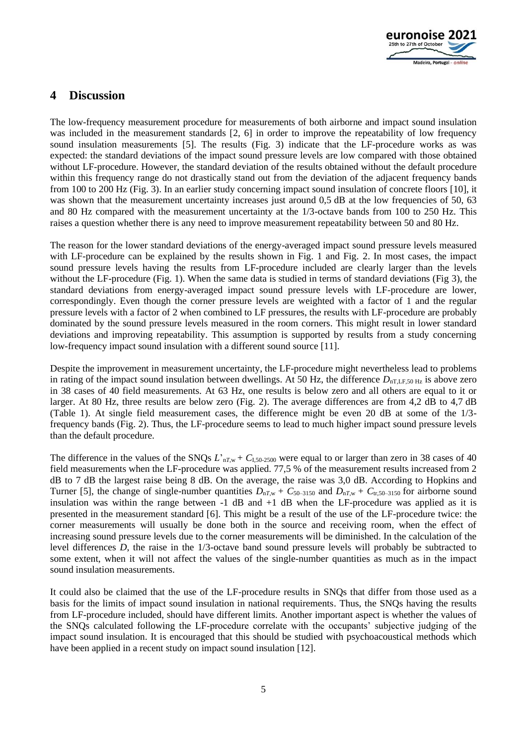## 4 Discussion

The low-frequency measurement procedure for measurements of both airborne and impact sound insulation was included in the measurement standards [2, 6] in order to improve the repeatability of low frequency sound insulation measurements [5]. The results (Fig. 3) indicate that the LF-procedure works as was expected: the standard deviations of the impact sound pressure levels are low compared with those obtained without LF-procedure. However, the standard deviation of the results obtained without the default procedure within this frequency range do not drastically stand out from the deviation of the adjacent frequency bands from 100 to 200 Hz (Fig. 3). In an earlier study concerning impact sound insulation of concrete floors [10], it was shown that the measurement uncertainty increases just around 0,5 dB at the low frequencies of 50, 63 and 80 Hz compared with the measurement uncertainty at the 1/3-octave bands from 100 to 250 Hz. This raises a question whether there is any need to improve measurement repeatability between 50 and 80 Hz.

The reason for the lower standard deviations of the energy-averaged impact sound pressure levels measured with LF-procedure can be explained by the results shown in Fig. 1 and Fig. 2. In most cases, the impact sound pressure levels having the results from LF-procedure included are clearly larger than the levels without the LF-procedure (Fig. 1). When the same data is studied in terms of standard deviations (Fig 3), the standard deviations from energy-averaged impact sound pressure levels with LF-procedure are lower, correspondingly. Even though the corner pressure levels are weighted with a factor of 1 and the regular pressure levels with a factor of 2 when combined to LF pressures, the results with LF-procedure are probably dominated by the sound pressure levels measured in the room corners. This might result in lower standard deviations and improving repeatability. This assumption is supported by results from a study concerning low-frequency impact sound insulation with a different sound source [11].

Despite the improvement in measurement uncertainty, the LF-procedure might nevertheless lead to problems in rating of the impact sound insulation between dwellings. At 50 Hz, the difference $D_{\mathrm{nT,LF,50\,Hz}}$ is above zero in 38 cases of 40 field measurements. At 63 Hz, one results is below zero and all others are equal to it or larger. At 80 Hz, three results are below zero (Fig. 2). The average differences are from 4,2 dB to 4,7 dB (Table 1). At single field measurement cases, the difference might be even 20 dB at some of the 1/3-frequency bands (Fig. 2). Thus, the LF-procedure seems to lead to much higher impact sound pressure levels than the default procedure.

The difference in the values of the SNQs $L'_{\mathrm{n}T,\mathrm{w}} + C_{\mathrm{I},50\text{-}2500}$ were equal to or larger than zero in 38 cases of 40 field measurements when the LF-procedure was applied. 77,5 % of the measurement results increased from 2 dB to 7 dB the largest raise being 8 dB. On the average, the raise was 3,0 dB. According to Hopkins and Turner [5], the change of single-number quantities $D_{\mathrm{n}T,\mathrm{w}} + C_{50\text{–}3150}$ and $D_{\mathrm{n}T,\mathrm{w}} + C_{\mathrm{tr},50\text{–}3150}$ for airborne sound insulation was within the range between -1 dB and +1 dB when the LF-procedure was applied as it is presented in the measurement standard [6]. This might be a result of the use of the LF-procedure twice: the corner measurements will usually be done both in the source and receiving room, when the effect of increasing sound pressure levels due to the corner measurements will be diminished. In the calculation of the level differences $D$, the raise in the 1/3-octave band sound pressure levels will probably be subtracted to some extent, when it will not affect the values of the single-number quantities as much as in the impact sound insulation measurements.

It could also be claimed that the use of the LF-procedure results in SNQs that differ from those used as a basis for the limits of impact sound insulation in national requirements. Thus, the SNQs having the results from LF-procedure included, should have different limits. Another important aspect is whether the values of the SNQs calculated following the LF-procedure correlate with the occupants' subjective judging of the impact sound insulation. It is encouraged that this should be studied with psychoacoustical methods which have been applied in a recent study on impact sound insulation [12].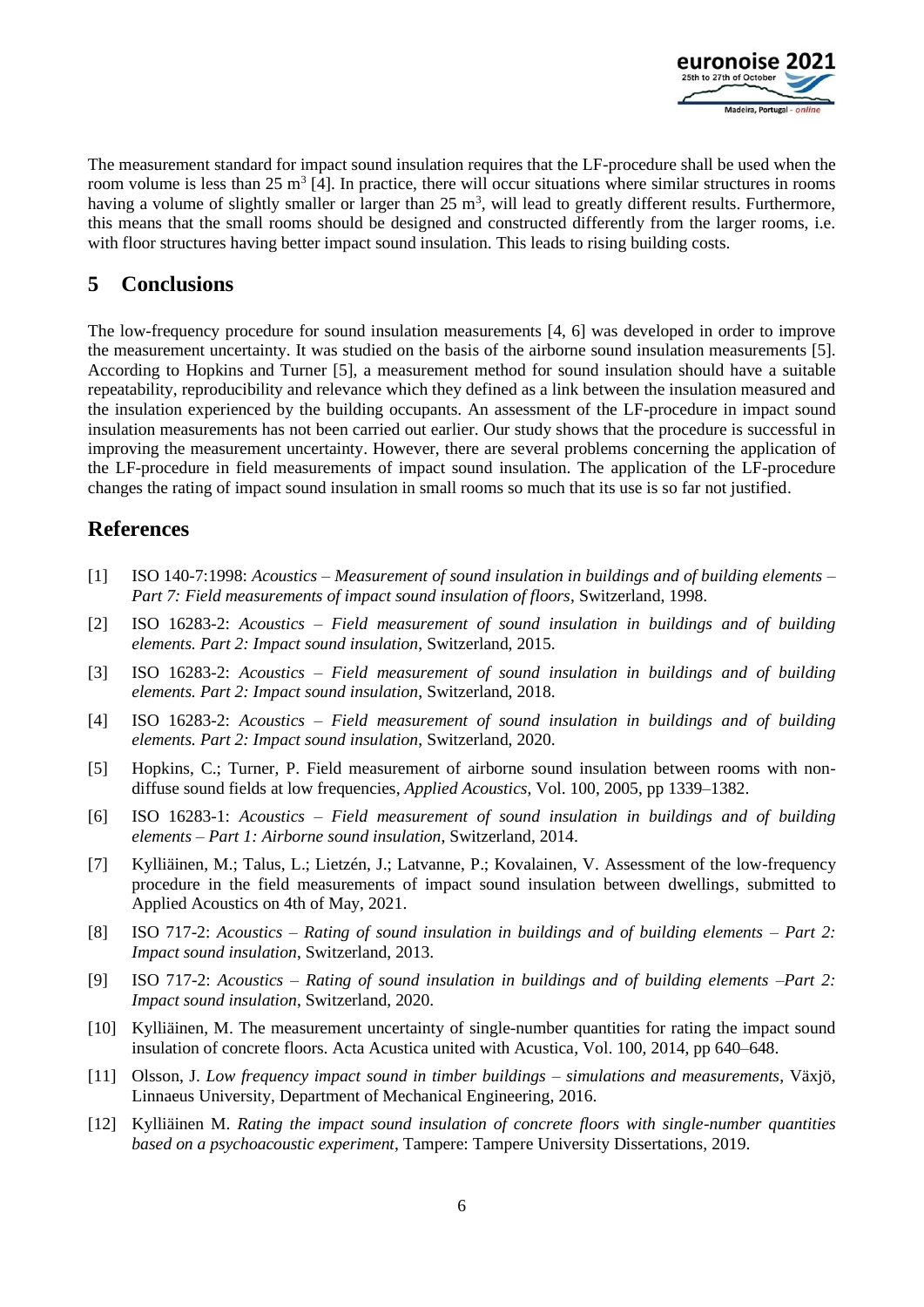The measurement standard for impact sound insulation requires that the LF-procedure shall be used when the room volume is less than 25 $m^3$ [4]. In practice, there will occur situations where similar structures in rooms having a volume of slightly smaller or larger than 25 $m^3$, will lead to greatly different results. Furthermore, this means that the small rooms should be designed and constructed differently from the larger rooms, i.e. with floor structures having better impact sound insulation. This leads to rising building costs.

## 5 Conclusions

The low-frequency procedure for sound insulation measurements [4, 6] was developed in order to improve the measurement uncertainty. It was studied on the basis of the airborne sound insulation measurements [5]. According to Hopkins and Turner [5], a measurement method for sound insulation should have a suitable repeatability, reproducibility and relevance which they defined as a link between the insulation measured and the insulation experienced by the building occupants. An assessment of the LF-procedure in impact sound insulation measurements has not been carried out earlier. Our study shows that the procedure is successful in improving the measurement uncertainty. However, there are several problems concerning the application of the LF-procedure in field measurements of impact sound insulation. The application of the LF-procedure changes the rating of impact sound insulation in small rooms so much that its use is so far not justified.

## References

[1] ISO 140-7:1998: *Acoustics – Measurement of sound insulation in buildings and of building elements – Part 7: Field measurements of impact sound insulation of floors*, Switzerland, 1998.

[2] ISO 16283-2: *Acoustics – Field measurement of sound insulation in buildings and of building elements. Part 2: Impact sound insulation*, Switzerland, 2015.

[3] ISO 16283-2: *Acoustics – Field measurement of sound insulation in buildings and of building elements. Part 2: Impact sound insulation*, Switzerland, 2018.

[4] ISO 16283-2: *Acoustics – Field measurement of sound insulation in buildings and of building elements. Part 2: Impact sound insulation*, Switzerland, 2020.

[5] Hopkins, C.; Turner, P. Field measurement of airborne sound insulation between rooms with non-diffuse sound fields at low frequencies, *Applied Acoustics*, Vol. 100, 2005, pp 1339–1382.

[6] ISO 16283-1: *Acoustics – Field measurement of sound insulation in buildings and of building elements – Part 1: Airborne sound insulation*, Switzerland, 2014.

[7] Kylliäinen, M.; Talus, L.; Lietzén, J.; Latvanne, P.; Kovalainen, V. Assessment of the low-frequency procedure in the field measurements of impact sound insulation between dwellings, submitted to Applied Acoustics on 4th of May, 2021.

[8] ISO 717-2: *Acoustics – Rating of sound insulation in buildings and of building elements – Part 2: Impact sound insulation*, Switzerland, 2013.

[9] ISO 717-2: *Acoustics – Rating of sound insulation in buildings and of building elements –Part 2: Impact sound insulation*, Switzerland, 2020.

[10] Kylliäinen, M. The measurement uncertainty of single-number quantities for rating the impact sound insulation of concrete floors. Acta Acustica united with Acustica, Vol. 100, 2014, pp 640–648.

[11] Olsson, J. *Low frequency impact sound in timber buildings – simulations and measurements*, Växjö, Linnaeus University, Department of Mechanical Engineering, 2016.

[12] Kylliäinen M. *Rating the impact sound insulation of concrete floors with single-number quantities based on a psychoacoustic experiment*, Tampere: Tampere University Dissertations, 2019.